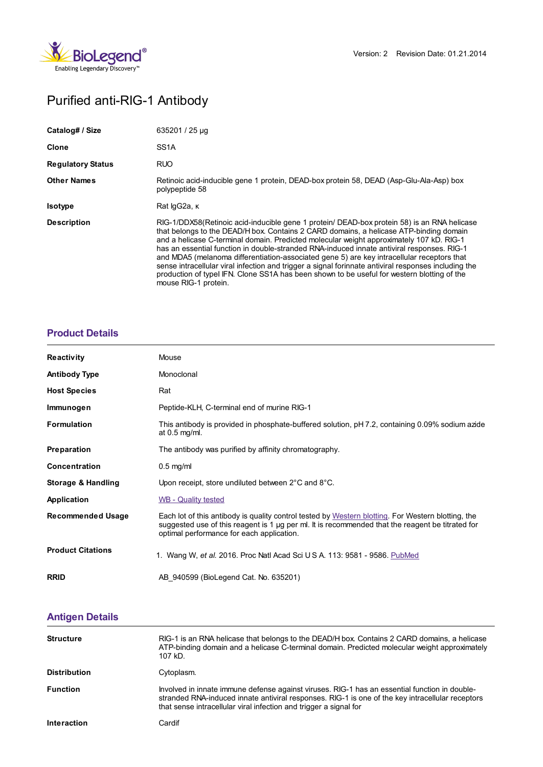BioLegend®
Enabling Legendary Discovery™

Version: 2 Revision Date: 01.21.2014

# Purified anti-RIG-1 Antibody

| | |
|---|---|
| **Catalog# / Size** | 635201 / 25 µg |
| **Clone** | SS1A |
| **Regulatory Status** | RUO |
| **Other Names** | Retinoic acid-inducible gene 1 protein, DEAD-box protein 58, DEAD (Asp-Glu-Ala-Asp) box polypeptide 58 |
| **Isotype** | Rat IgG2a, κ |
| **Description** | RIG-1/DDX58(Retinoic acid-inducible gene 1 protein/ DEAD-box protein 58) is an RNA helicase that belongs to the DEAD/H box. Contains 2 CARD domains, a helicase ATP-binding domain and a helicase C-terminal domain. Predicted molecular weight approximately 107 kD. RIG-1 has an essential function in double-stranded RNA-induced innate antiviral responses. RIG-1 and MDA5 (melanoma differentiation-associated gene 5) are key intracellular receptors that sense intracellular viral infection and trigger a signal forinnate antiviral responses including the production of typeI IFN. Clone SS1A has been shown to be useful for western blotting of the mouse RIG-1 protein. |

## Product Details

| | |
|---|---|
| **Reactivity** | Mouse |
| **Antibody Type** | Monoclonal |
| **Host Species** | Rat |
| **Immunogen** | Peptide-KLH, C-terminal end of murine RIG-1 |
| **Formulation** | This antibody is provided in phosphate-buffered solution, pH 7.2, containing 0.09% sodium azide at 0.5 mg/ml. |
| **Preparation** | The antibody was purified by affinity chromatography. |
| **Concentration** | 0.5 mg/ml |
| **Storage & Handling** | Upon receipt, store undiluted between 2°C and 8°C. |
| **Application** | WB - Quality tested |
| **Recommended Usage** | Each lot of this antibody is quality control tested by Western blotting. For Western blotting, the suggested use of this reagent is 1 µg per ml. It is recommended that the reagent be titrated for optimal performance for each application. |
| **Product Citations** | 1. Wang W, *et al.* 2016. Proc Natl Acad Sci U S A. 113: 9581 - 9586. PubMed |
| **RRID** | AB_940599 (BioLegend Cat. No. 635201) |

## Antigen Details

| | |
|---|---|
| **Structure** | RIG-1 is an RNA helicase that belongs to the DEAD/H box. Contains 2 CARD domains, a helicase ATP-binding domain and a helicase C-terminal domain. Predicted molecular weight approximately 107 kD. |
| **Distribution** | Cytoplasm. |
| **Function** | Involved in innate immune defense against viruses. RIG-1 has an essential function in double-stranded RNA-induced innate antiviral responses. RIG-1 is one of the key intracellular receptors that sense intracellular viral infection and trigger a signal for |
| **Interaction** | Cardif |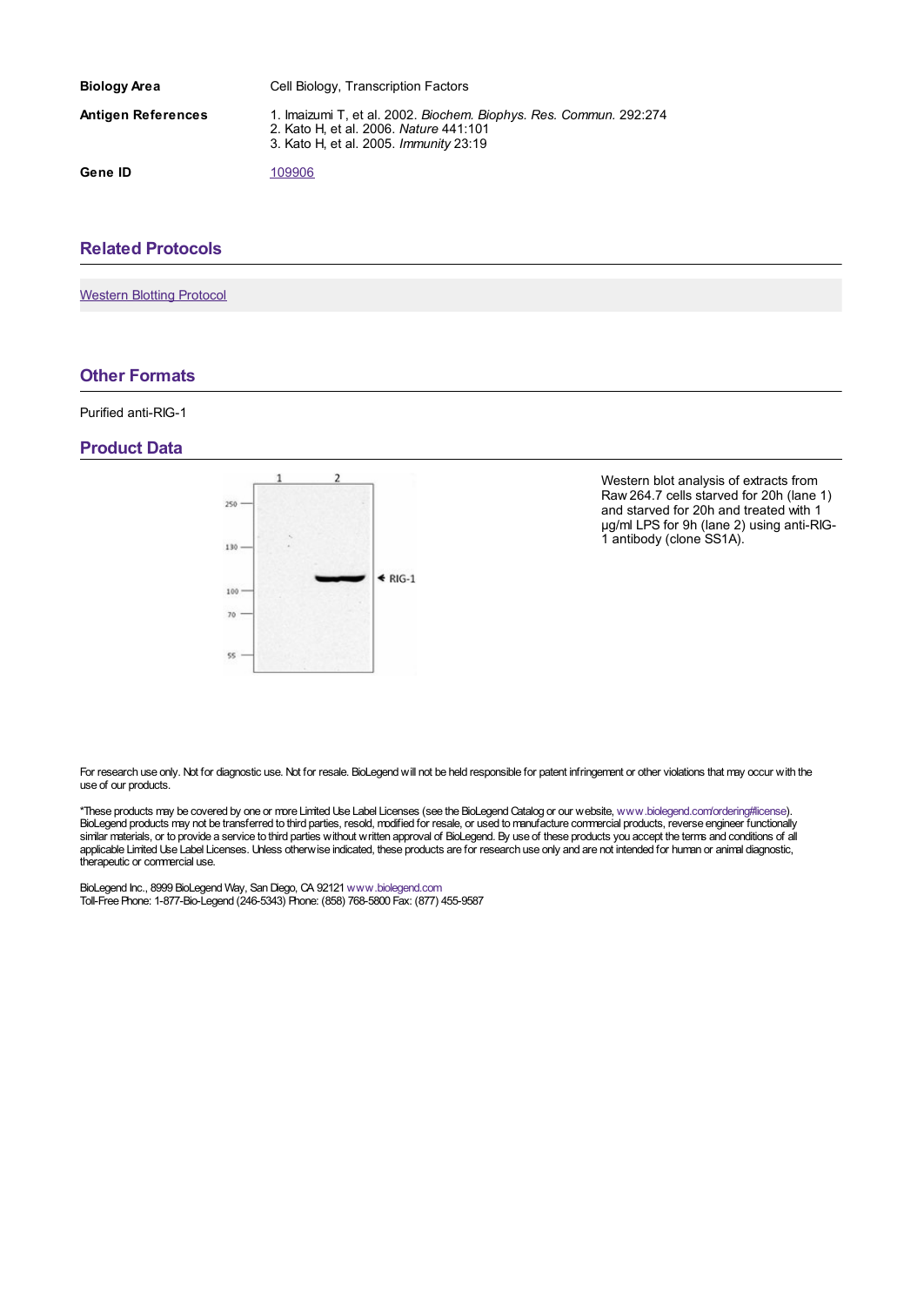| | |
|---|---|
| **Biology Area** | Cell Biology, Transcription Factors |
| **Antigen References** | 1. Imaizumi T, et al. 2002. *Biochem. Biophys. Res. Commun.* 292:274<br>2. Kato H, et al. 2006. *Nature* 441:101<br>3. Kato H, et al. 2005. *Immunity* 23:19 |
| **Gene ID** | 109906 |

## Related Protocols

Western Blotting Protocol

## Other Formats

Purified anti-RIG-1

## Product Data

1
2
250
130
100
70
55
RIG-1

Western blot analysis of extracts from Raw 264.7 cells starved for 20h (lane 1) and starved for 20h and treated with 1 µg/ml LPS for 9h (lane 2) using anti-RIG-1 antibody (clone SS1A).

For research use only. Not for diagnostic use. Not for resale. BioLegend will not be held responsible for patent infringement or other violations that may occur with the use of our products.

*These products may be covered by one or more Limited Use Label Licenses (see the BioLegend Catalog or our website, www.biolegend.com/ordering#license). BioLegend products may not be transferred to third parties, resold, modified for resale, or used to manufacture commercial products, reverse engineer functionally similar materials, or to provide a service to third parties without written approval of BioLegend. By use of these products you accept the terms and conditions of all applicable Limited Use Label Licenses. Unless otherwise indicated, these products are for research use only and are not intended for human or animal diagnostic, therapeutic or commercial use.

BioLegend Inc., 8999 BioLegend Way, San Diego, CA 92121 www.biolegend.com
Toll-Free Phone: 1-877-Bio-Legend (246-5343) Phone: (858) 768-5800 Fax: (877) 455-9587